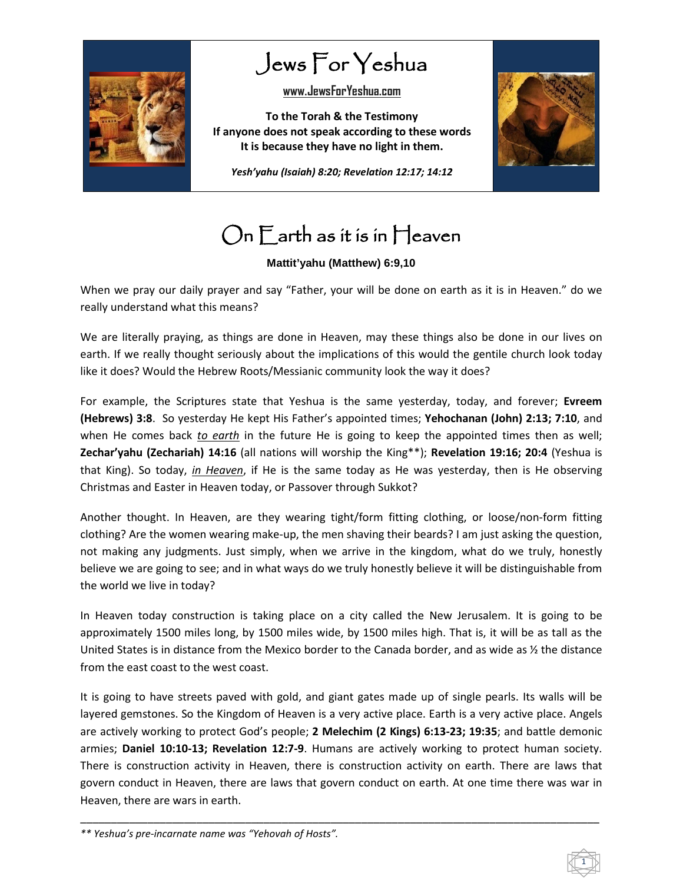# Jews For Yeshua

**www.JewsForYeshua.com**

**To the Torah & the Testimony**
**If anyone does not speak according to these words**
**It is because they have no light in them.**

***Yesh'yahu (Isaiah) 8:20; Revelation 12:17; 14:12***

# On Earth as it is in Heaven

**Mattit'yahu (Matthew) 6:9,10**

When we pray our daily prayer and say "Father, your will be done on earth as it is in Heaven." do we really understand what this means?

We are literally praying, as things are done in Heaven, may these things also be done in our lives on earth. If we really thought seriously about the implications of this would the gentile church look today like it does? Would the Hebrew Roots/Messianic community look the way it does?

For example, the Scriptures state that Yeshua is the same yesterday, today, and forever; **Evreem (Hebrews) 3:8**. So yesterday He kept His Father's appointed times; **Yehochanan (John) 2:13; 7:10**, and when He comes back *to earth* in the future He is going to keep the appointed times then as well; **Zechar'yahu (Zechariah) 14:16** (all nations will worship the King**); **Revelation 19:16; 20:4** (Yeshua is that King). So today, *in Heaven*, if He is the same today as He was yesterday, then is He observing Christmas and Easter in Heaven today, or Passover through Sukkot?

Another thought. In Heaven, are they wearing tight/form fitting clothing, or loose/non-form fitting clothing? Are the women wearing make-up, the men shaving their beards? I am just asking the question, not making any judgments. Just simply, when we arrive in the kingdom, what do we truly, honestly believe we are going to see; and in what ways do we truly honestly believe it will be distinguishable from the world we live in today?

In Heaven today construction is taking place on a city called the New Jerusalem. It is going to be approximately 1500 miles long, by 1500 miles wide, by 1500 miles high. That is, it will be as tall as the United States is in distance from the Mexico border to the Canada border, and as wide as ½ the distance from the east coast to the west coast.

It is going to have streets paved with gold, and giant gates made up of single pearls. Its walls will be layered gemstones. So the Kingdom of Heaven is a very active place. Earth is a very active place. Angels are actively working to protect God's people; **2 Melechim (2 Kings) 6:13-23; 19:35**; and battle demonic armies; **Daniel 10:10-13; Revelation 12:7-9**. Humans are actively working to protect human society. There is construction activity in Heaven, there is construction activity on earth. There are laws that govern conduct in Heaven, there are laws that govern conduct on earth. At one time there was war in Heaven, there are wars in earth.

---

*** Yeshua's pre-incarnate name was "Yehovah of Hosts".*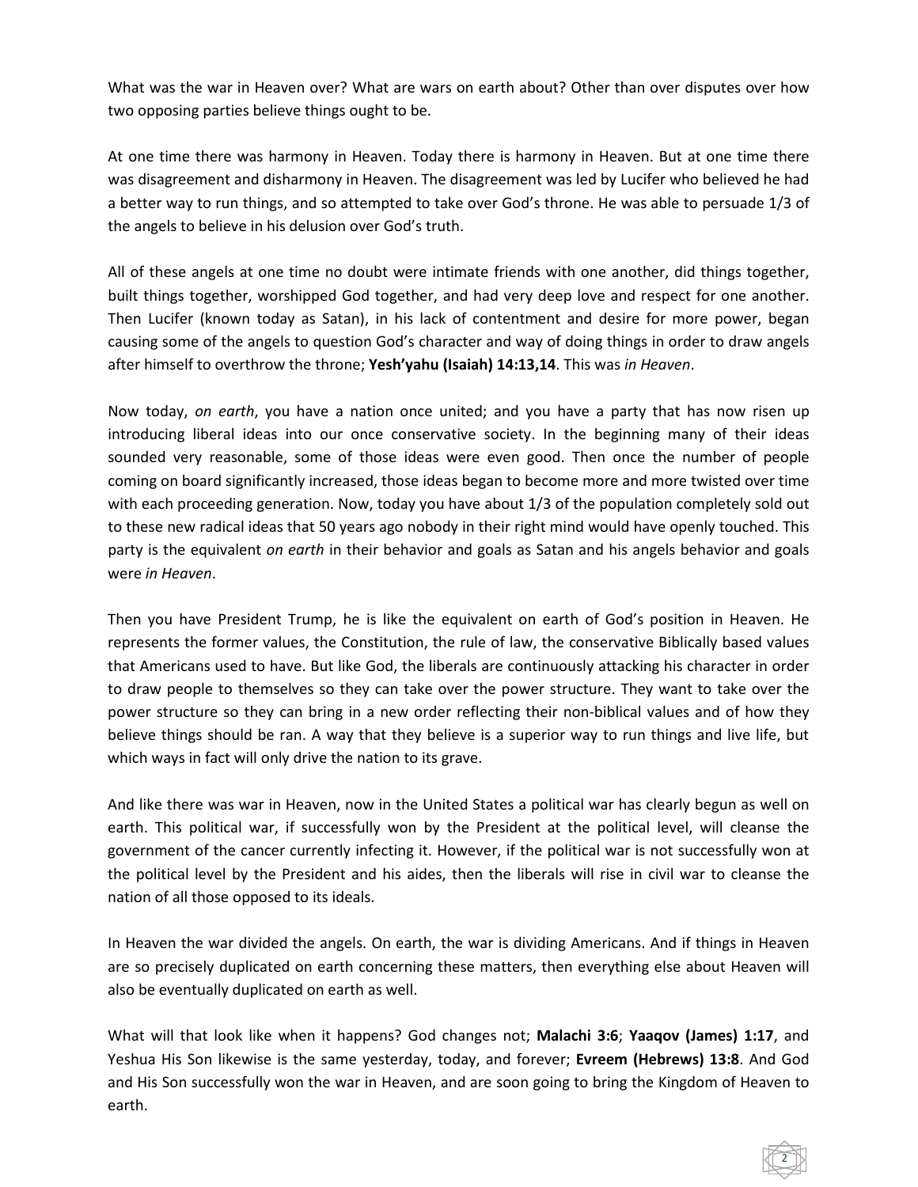What was the war in Heaven over? What are wars on earth about? Other than over disputes over how two opposing parties believe things ought to be.

At one time there was harmony in Heaven. Today there is harmony in Heaven. But at one time there was disagreement and disharmony in Heaven. The disagreement was led by Lucifer who believed he had a better way to run things, and so attempted to take over God's throne. He was able to persuade 1/3 of the angels to believe in his delusion over God's truth.

All of these angels at one time no doubt were intimate friends with one another, did things together, built things together, worshipped God together, and had very deep love and respect for one another. Then Lucifer (known today as Satan), in his lack of contentment and desire for more power, began causing some of the angels to question God's character and way of doing things in order to draw angels after himself to overthrow the throne; **Yesh'yahu (Isaiah) 14:13,14**. This was *in Heaven*.

Now today, *on earth*, you have a nation once united; and you have a party that has now risen up introducing liberal ideas into our once conservative society. In the beginning many of their ideas sounded very reasonable, some of those ideas were even good. Then once the number of people coming on board significantly increased, those ideas began to become more and more twisted over time with each proceeding generation. Now, today you have about 1/3 of the population completely sold out to these new radical ideas that 50 years ago nobody in their right mind would have openly touched. This party is the equivalent *on earth* in their behavior and goals as Satan and his angels behavior and goals were *in Heaven*.

Then you have President Trump, he is like the equivalent on earth of God's position in Heaven. He represents the former values, the Constitution, the rule of law, the conservative Biblically based values that Americans used to have. But like God, the liberals are continuously attacking his character in order to draw people to themselves so they can take over the power structure. They want to take over the power structure so they can bring in a new order reflecting their non-biblical values and of how they believe things should be ran. A way that they believe is a superior way to run things and live life, but which ways in fact will only drive the nation to its grave.

And like there was war in Heaven, now in the United States a political war has clearly begun as well on earth. This political war, if successfully won by the President at the political level, will cleanse the government of the cancer currently infecting it. However, if the political war is not successfully won at the political level by the President and his aides, then the liberals will rise in civil war to cleanse the nation of all those opposed to its ideals.

In Heaven the war divided the angels. On earth, the war is dividing Americans. And if things in Heaven are so precisely duplicated on earth concerning these matters, then everything else about Heaven will also be eventually duplicated on earth as well.

What will that look like when it happens? God changes not; **Malachi 3:6**; **Yaaqov (James) 1:17**, and Yeshua His Son likewise is the same yesterday, today, and forever; **Evreem (Hebrews) 13:8**. And God and His Son successfully won the war in Heaven, and are soon going to bring the Kingdom of Heaven to earth.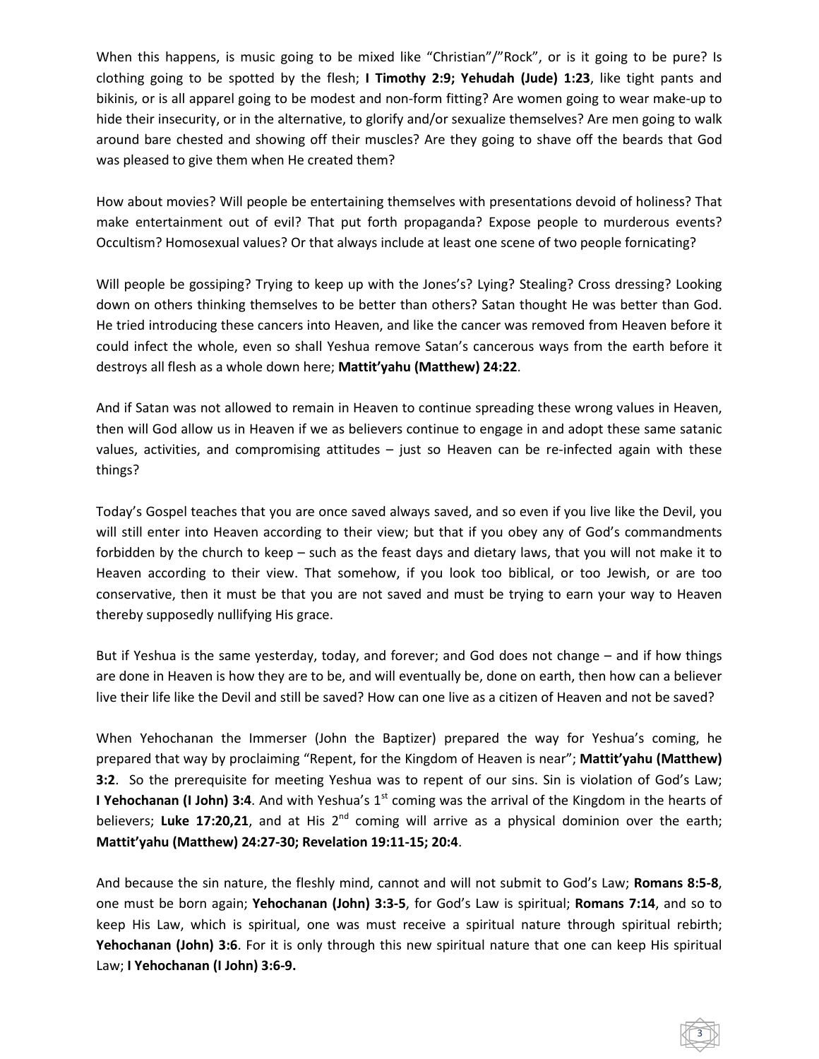When this happens, is music going to be mixed like "Christian"/"Rock", or is it going to be pure? Is clothing going to be spotted by the flesh; **I Timothy 2:9; Yehudah (Jude) 1:23**, like tight pants and bikinis, or is all apparel going to be modest and non-form fitting? Are women going to wear make-up to hide their insecurity, or in the alternative, to glorify and/or sexualize themselves? Are men going to walk around bare chested and showing off their muscles? Are they going to shave off the beards that God was pleased to give them when He created them?

How about movies? Will people be entertaining themselves with presentations devoid of holiness? That make entertainment out of evil? That put forth propaganda? Expose people to murderous events? Occultism? Homosexual values? Or that always include at least one scene of two people fornicating?

Will people be gossiping? Trying to keep up with the Jones's? Lying? Stealing? Cross dressing? Looking down on others thinking themselves to be better than others? Satan thought He was better than God. He tried introducing these cancers into Heaven, and like the cancer was removed from Heaven before it could infect the whole, even so shall Yeshua remove Satan's cancerous ways from the earth before it destroys all flesh as a whole down here; **Mattit'yahu (Matthew) 24:22**.

And if Satan was not allowed to remain in Heaven to continue spreading these wrong values in Heaven, then will God allow us in Heaven if we as believers continue to engage in and adopt these same satanic values, activities, and compromising attitudes – just so Heaven can be re-infected again with these things?

Today's Gospel teaches that you are once saved always saved, and so even if you live like the Devil, you will still enter into Heaven according to their view; but that if you obey any of God's commandments forbidden by the church to keep – such as the feast days and dietary laws, that you will not make it to Heaven according to their view. That somehow, if you look too biblical, or too Jewish, or are too conservative, then it must be that you are not saved and must be trying to earn your way to Heaven thereby supposedly nullifying His grace.

But if Yeshua is the same yesterday, today, and forever; and God does not change – and if how things are done in Heaven is how they are to be, and will eventually be, done on earth, then how can a believer live their life like the Devil and still be saved? How can one live as a citizen of Heaven and not be saved?

When Yehochanan the Immerser (John the Baptizer) prepared the way for Yeshua's coming, he prepared that way by proclaiming "Repent, for the Kingdom of Heaven is near"; **Mattit'yahu (Matthew) 3:2**. So the prerequisite for meeting Yeshua was to repent of our sins. Sin is violation of God's Law; **I Yehochanan (I John) 3:4**. And with Yeshua's 1st coming was the arrival of the Kingdom in the hearts of believers; **Luke 17:20,21**, and at His 2nd coming will arrive as a physical dominion over the earth; **Mattit'yahu (Matthew) 24:27-30; Revelation 19:11-15; 20:4**.

And because the sin nature, the fleshly mind, cannot and will not submit to God's Law; **Romans 8:5-8**, one must be born again; **Yehochanan (John) 3:3-5**, for God's Law is spiritual; **Romans 7:14**, and so to keep His Law, which is spiritual, one was must receive a spiritual nature through spiritual rebirth; **Yehochanan (John) 3:6**. For it is only through this new spiritual nature that one can keep His spiritual Law; **I Yehochanan (I John) 3:6-9.**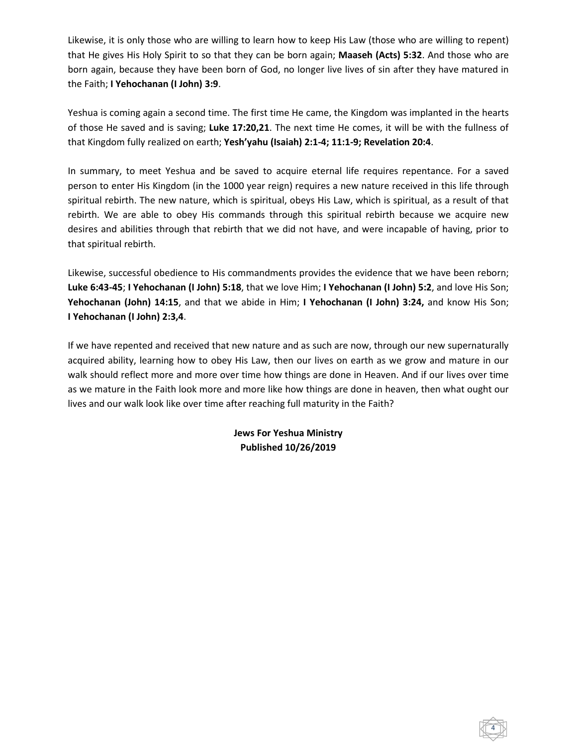Likewise, it is only those who are willing to learn how to keep His Law (those who are willing to repent) that He gives His Holy Spirit to so that they can be born again; **Maaseh (Acts) 5:32**. And those who are born again, because they have been born of God, no longer live lives of sin after they have matured in the Faith; **I Yehochanan (I John) 3:9**.

Yeshua is coming again a second time. The first time He came, the Kingdom was implanted in the hearts of those He saved and is saving; **Luke 17:20,21**. The next time He comes, it will be with the fullness of that Kingdom fully realized on earth; **Yesh'yahu (Isaiah) 2:1-4; 11:1-9; Revelation 20:4**.

In summary, to meet Yeshua and be saved to acquire eternal life requires repentance. For a saved person to enter His Kingdom (in the 1000 year reign) requires a new nature received in this life through spiritual rebirth. The new nature, which is spiritual, obeys His Law, which is spiritual, as a result of that rebirth. We are able to obey His commands through this spiritual rebirth because we acquire new desires and abilities through that rebirth that we did not have, and were incapable of having, prior to that spiritual rebirth.

Likewise, successful obedience to His commandments provides the evidence that we have been reborn; **Luke 6:43-45**; **I Yehochanan (I John) 5:18**, that we love Him; **I Yehochanan (I John) 5:2**, and love His Son; **Yehochanan (John) 14:15**, and that we abide in Him; **I Yehochanan (I John) 3:24,** and know His Son; **I Yehochanan (I John) 2:3,4**.

If we have repented and received that new nature and as such are now, through our new supernaturally acquired ability, learning how to obey His Law, then our lives on earth as we grow and mature in our walk should reflect more and more over time how things are done in Heaven. And if our lives over time as we mature in the Faith look more and more like how things are done in heaven, then what ought our lives and our walk look like over time after reaching full maturity in the Faith?

**Jews For Yeshua Ministry**
**Published 10/26/2019**